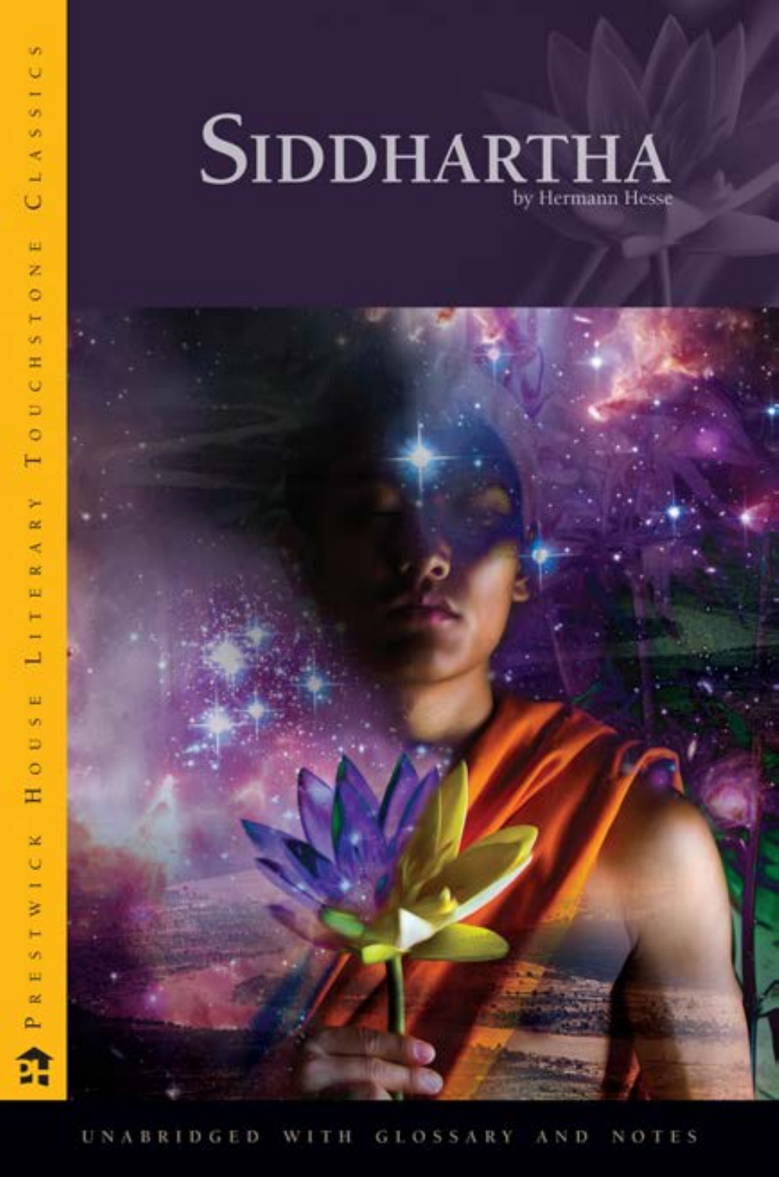# Siddhartha

by Hermann Hesse

Prestwick House Literary Touchstone Classics

UNABRIDGED WITH GLOSSARY AND NOTES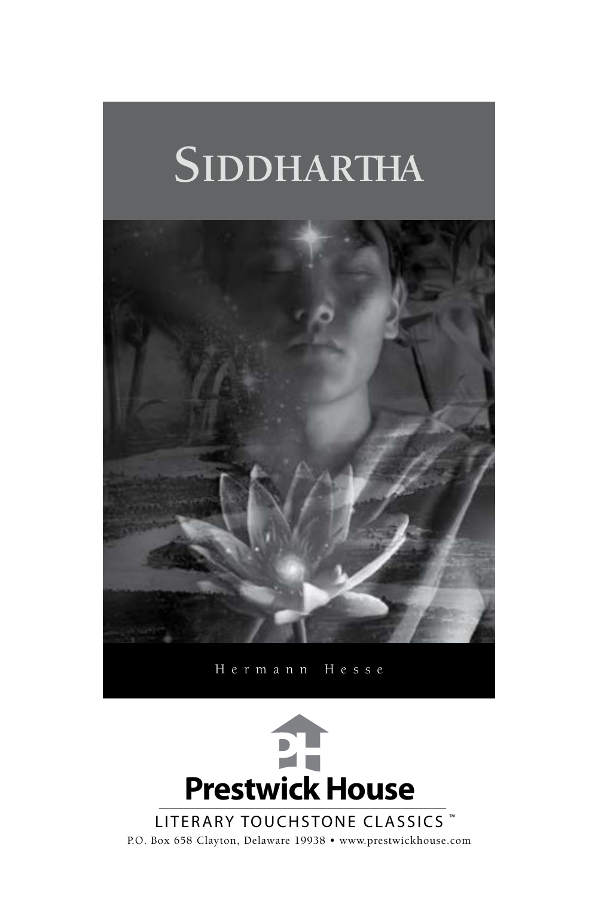# Siddhartha

Hermann Hesse

**Prestwick House**

LITERARY TOUCHSTONE CLASSICS ™

P.O. Box 658 Clayton, Delaware 19938 • www.prestwickhouse.com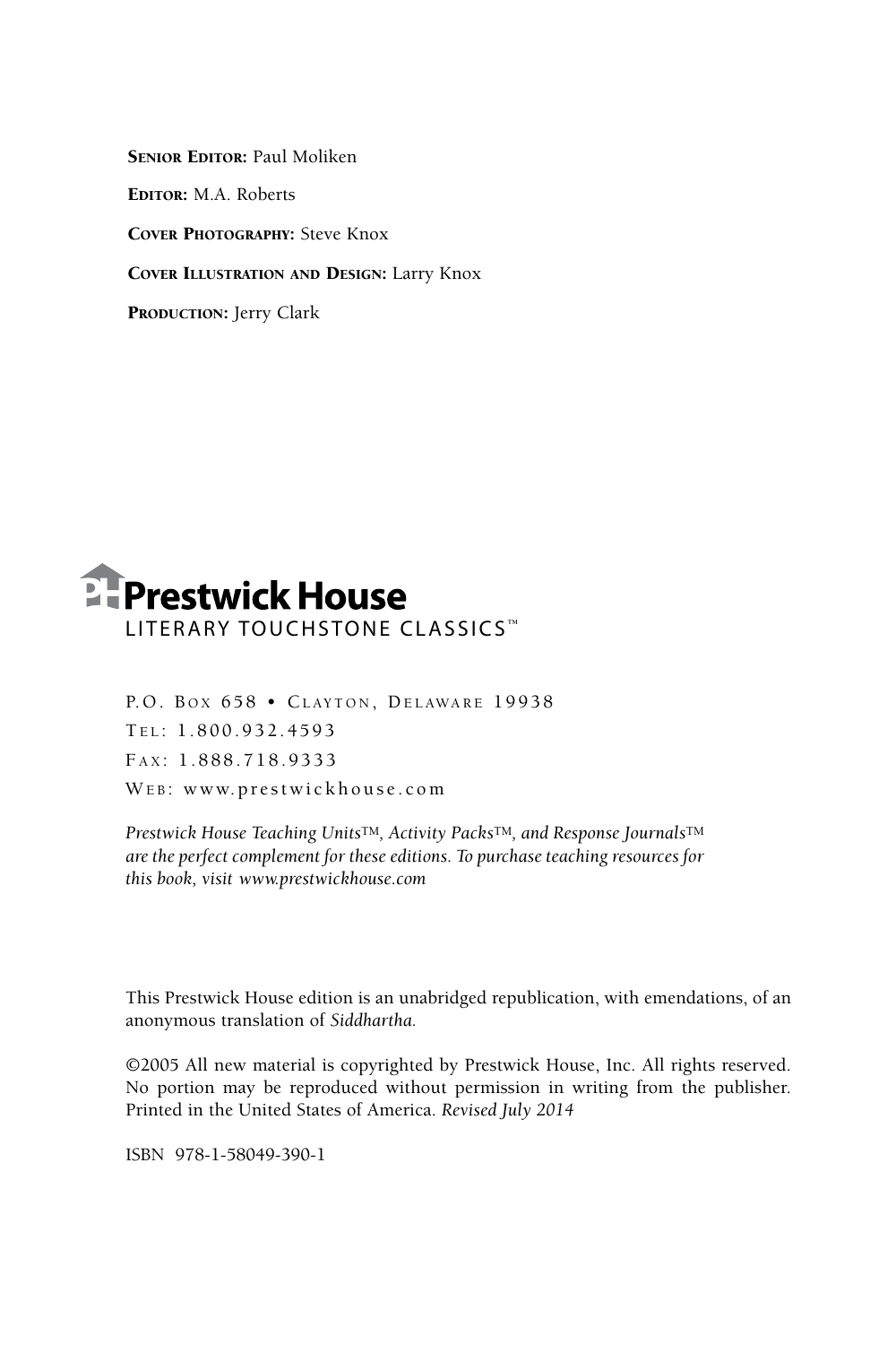**Senior Editor:** Paul Moliken

**Editor:** M.A. Roberts

**Cover Photography:** Steve Knox

**Cover Illustration and Design:** Larry Knox

**Production:** Jerry Clark

**Prestwick House**
LITERARY TOUCHSTONE CLASSICS™

P.O. Box 658 • Clayton, Delaware 19938
Tel: 1.800.932.4593
Fax: 1.888.718.9333
Web: www.prestwickhouse.com

*Prestwick House Teaching Units™, Activity Packs™, and Response Journals™ are the perfect complement for these editions. To purchase teaching resources for this book, visit www.prestwickhouse.com*

This Prestwick House edition is an unabridged republication, with emendations, of an anonymous translation of *Siddhartha.*

©2005 All new material is copyrighted by Prestwick House, Inc. All rights reserved. No portion may be reproduced without permission in writing from the publisher. Printed in the United States of America. *Revised July 2014*

ISBN 978-1-58049-390-1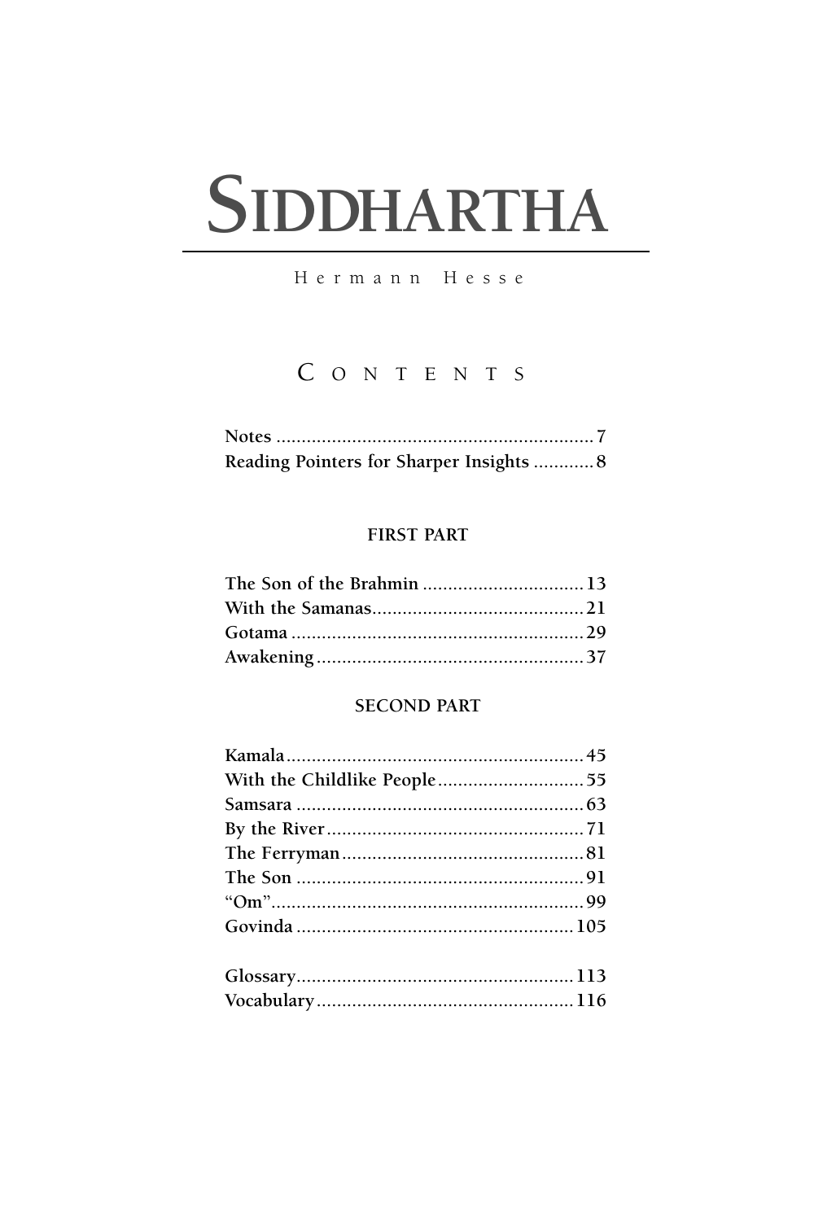# SIDDHARTHA

Hermann Hesse

## CONTENTS

Notes ............................................................. 7
Reading Pointers for Sharper Insights ............ 8

### FIRST PART

The Son of the Brahmin ................................ 13
With the Samanas.......................................... 21
Gotama .......................................................... 29
Awakening ..................................................... 37

### SECOND PART

Kamala........................................................... 45
With the Childlike People............................. 55
Samsara ......................................................... 63
By the River................................................... 71
The Ferryman................................................ 81
The Son ......................................................... 91
"Om".............................................................. 99
Govinda ....................................................... 105

Glossary....................................................... 113
Vocabulary................................................... 116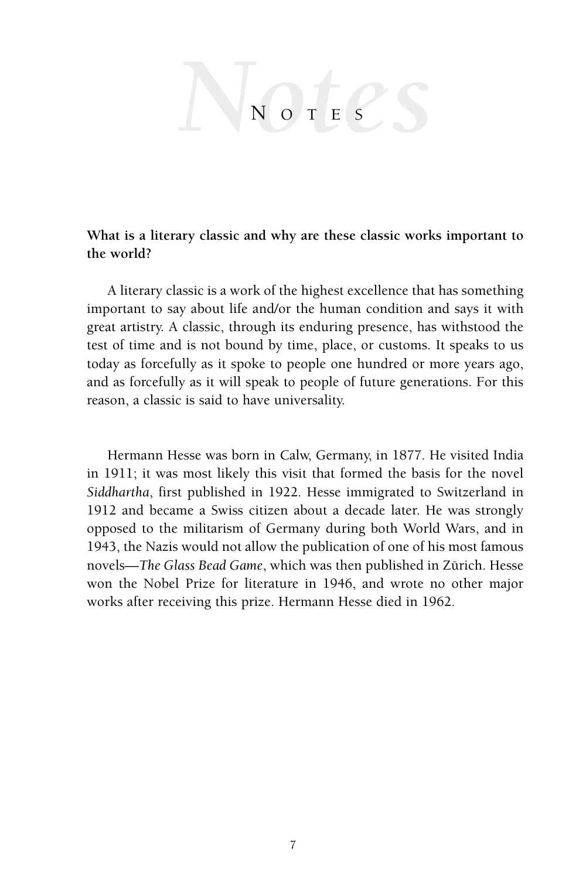# Notes

**What is a literary classic and why are these classic works important to the world?**

A literary classic is a work of the highest excellence that has something important to say about life and/or the human condition and says it with great artistry. A classic, through its enduring presence, has withstood the test of time and is not bound by time, place, or customs. It speaks to us today as forcefully as it spoke to people one hundred or more years ago, and as forcefully as it will speak to people of future generations. For this reason, a classic is said to have universality.

Hermann Hesse was born in Calw, Germany, in 1877. He visited India in 1911; it was most likely this visit that formed the basis for the novel *Siddhartha*, first published in 1922. Hesse immigrated to Switzerland in 1912 and became a Swiss citizen about a decade later. He was strongly opposed to the militarism of Germany during both World Wars, and in 1943, the Nazis would not allow the publication of one of his most famous novels—*The Glass Bead Game*, which was then published in Zürich. Hesse won the Nobel Prize for literature in 1946, and wrote no other major works after receiving this prize. Hermann Hesse died in 1962.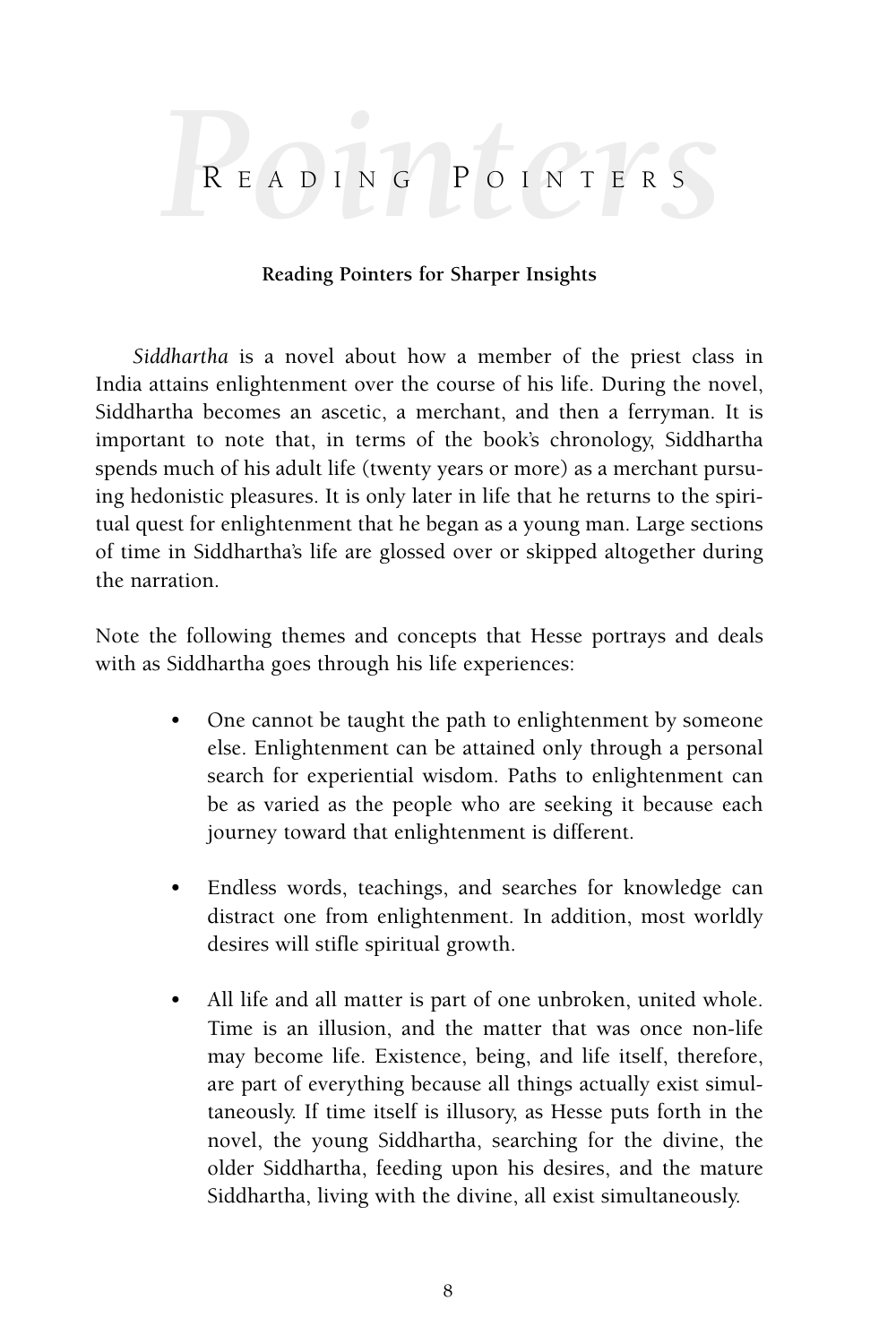# Reading Pointers

## Reading Pointers for Sharper Insights

*Siddhartha* is a novel about how a member of the priest class in India attains enlightenment over the course of his life. During the novel, Siddhartha becomes an ascetic, a merchant, and then a ferryman. It is important to note that, in terms of the book's chronology, Siddhartha spends much of his adult life (twenty years or more) as a merchant pursuing hedonistic pleasures. It is only later in life that he returns to the spiritual quest for enlightenment that he began as a young man. Large sections of time in Siddhartha's life are glossed over or skipped altogether during the narration.

Note the following themes and concepts that Hesse portrays and deals with as Siddhartha goes through his life experiences:

- One cannot be taught the path to enlightenment by someone else. Enlightenment can be attained only through a personal search for experiential wisdom. Paths to enlightenment can be as varied as the people who are seeking it because each journey toward that enlightenment is different.

- Endless words, teachings, and searches for knowledge can distract one from enlightenment. In addition, most worldly desires will stifle spiritual growth.

- All life and all matter is part of one unbroken, united whole. Time is an illusion, and the matter that was once non-life may become life. Existence, being, and life itself, therefore, are part of everything because all things actually exist simultaneously. If time itself is illusory, as Hesse puts forth in the novel, the young Siddhartha, searching for the divine, the older Siddhartha, feeding upon his desires, and the mature Siddhartha, living with the divine, all exist simultaneously.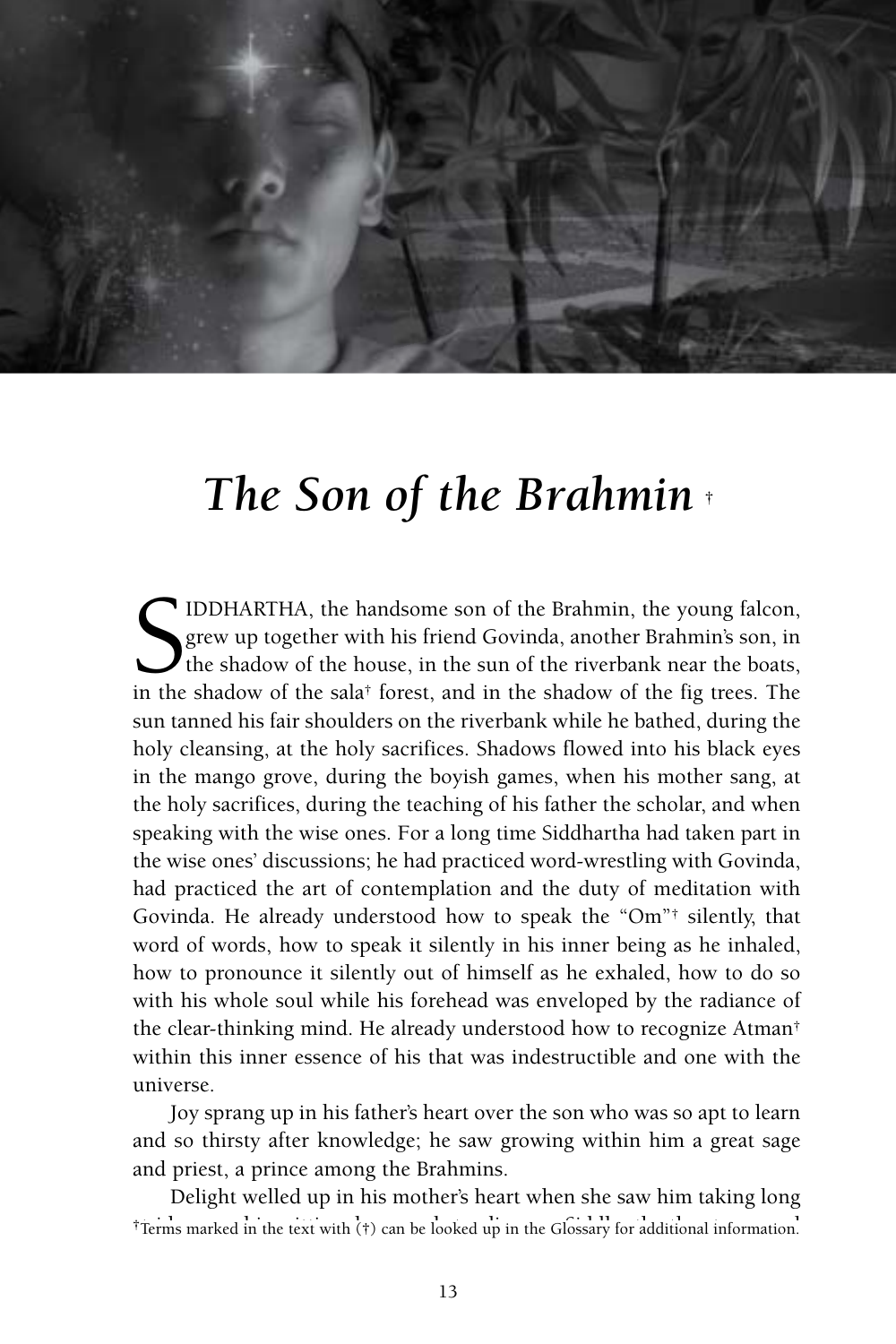# *The Son of the Brahmin* †

SIDDHARTHA, the handsome son of the Brahmin, the young falcon, grew up together with his friend Govinda, another Brahmin's son, in the shadow of the house, in the sun of the riverbank near the boats, in the shadow of the sala† forest, and in the shadow of the fig trees. The sun tanned his fair shoulders on the riverbank while he bathed, during the holy cleansing, at the holy sacrifices. Shadows flowed into his black eyes in the mango grove, during the boyish games, when his mother sang, at the holy sacrifices, during the teaching of his father the scholar, and when speaking with the wise ones. For a long time Siddhartha had taken part in the wise ones' discussions; he had practiced word-wrestling with Govinda, had practiced the art of contemplation and the duty of meditation with Govinda. He already understood how to speak the "Om"† silently, that word of words, how to speak it silently in his inner being as he inhaled, how to pronounce it silently out of himself as he exhaled, how to do so with his whole soul while his forehead was enveloped by the radiance of the clear-thinking mind. He already understood how to recognize Atman† within this inner essence of his that was indestructible and one with the universe.

Joy sprang up in his father's heart over the son who was so apt to learn and so thirsty after knowledge; he saw growing within him a great sage and priest, a prince among the Brahmins.

Delight welled up in his mother's heart when she saw him taking long

†Terms marked in the text with (†) can be looked up in the Glossary for additional information.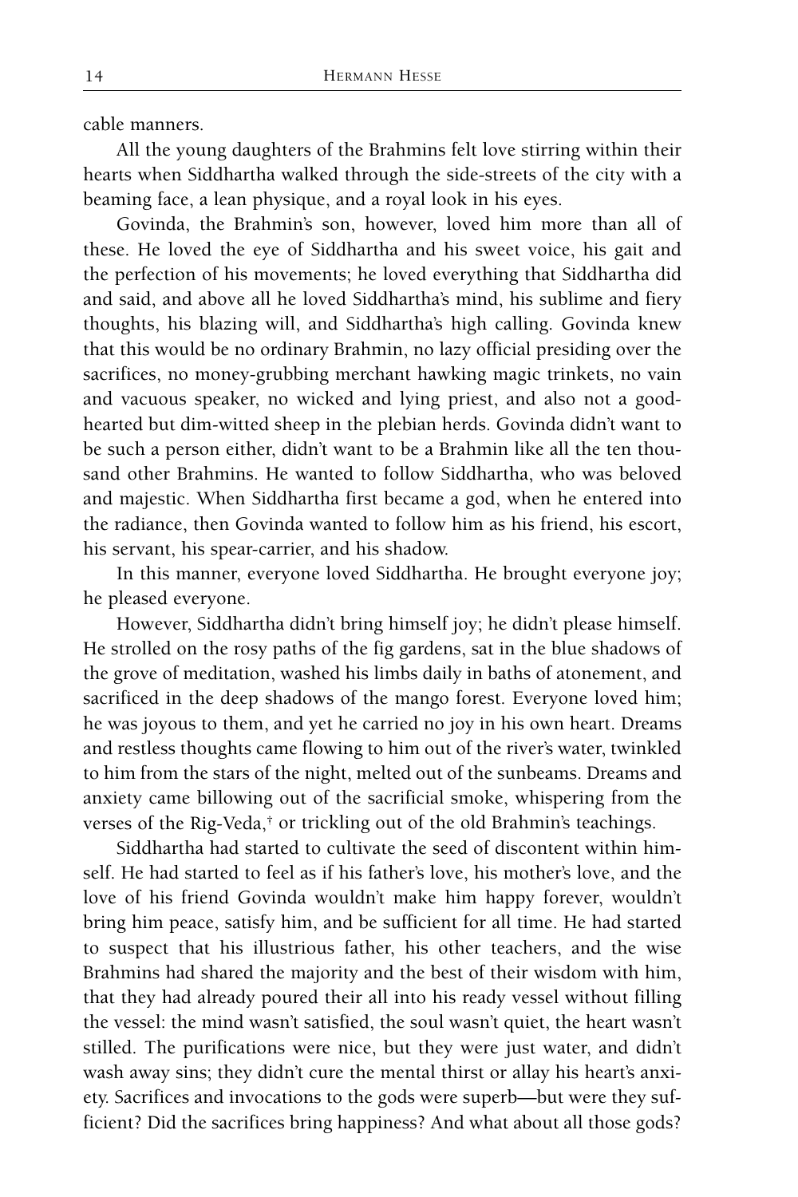cable manners.

All the young daughters of the Brahmins felt love stirring within their hearts when Siddhartha walked through the side-streets of the city with a beaming face, a lean physique, and a royal look in his eyes.

Govinda, the Brahmin's son, however, loved him more than all of these. He loved the eye of Siddhartha and his sweet voice, his gait and the perfection of his movements; he loved everything that Siddhartha did and said, and above all he loved Siddhartha's mind, his sublime and fiery thoughts, his blazing will, and Siddhartha's high calling. Govinda knew that this would be no ordinary Brahmin, no lazy official presiding over the sacrifices, no money-grubbing merchant hawking magic trinkets, no vain and vacuous speaker, no wicked and lying priest, and also not a good-hearted but dim-witted sheep in the plebian herds. Govinda didn't want to be such a person either, didn't want to be a Brahmin like all the ten thousand other Brahmins. He wanted to follow Siddhartha, who was beloved and majestic. When Siddhartha first became a god, when he entered into the radiance, then Govinda wanted to follow him as his friend, his escort, his servant, his spear-carrier, and his shadow.

In this manner, everyone loved Siddhartha. He brought everyone joy; he pleased everyone.

However, Siddhartha didn't bring himself joy; he didn't please himself. He strolled on the rosy paths of the fig gardens, sat in the blue shadows of the grove of meditation, washed his limbs daily in baths of atonement, and sacrificed in the deep shadows of the mango forest. Everyone loved him; he was joyous to them, and yet he carried no joy in his own heart. Dreams and restless thoughts came flowing to him out of the river's water, twinkled to him from the stars of the night, melted out of the sunbeams. Dreams and anxiety came billowing out of the sacrificial smoke, whispering from the verses of the Rig-Veda,† or trickling out of the old Brahmin's teachings.

Siddhartha had started to cultivate the seed of discontent within himself. He had started to feel as if his father's love, his mother's love, and the love of his friend Govinda wouldn't make him happy forever, wouldn't bring him peace, satisfy him, and be sufficient for all time. He had started to suspect that his illustrious father, his other teachers, and the wise Brahmins had shared the majority and the best of their wisdom with him, that they had already poured their all into his ready vessel without filling the vessel: the mind wasn't satisfied, the soul wasn't quiet, the heart wasn't stilled. The purifications were nice, but they were just water, and didn't wash away sins; they didn't cure the mental thirst or allay his heart's anxiety. Sacrifices and invocations to the gods were superb—but were they sufficient? Did the sacrifices bring happiness? And what about all those gods?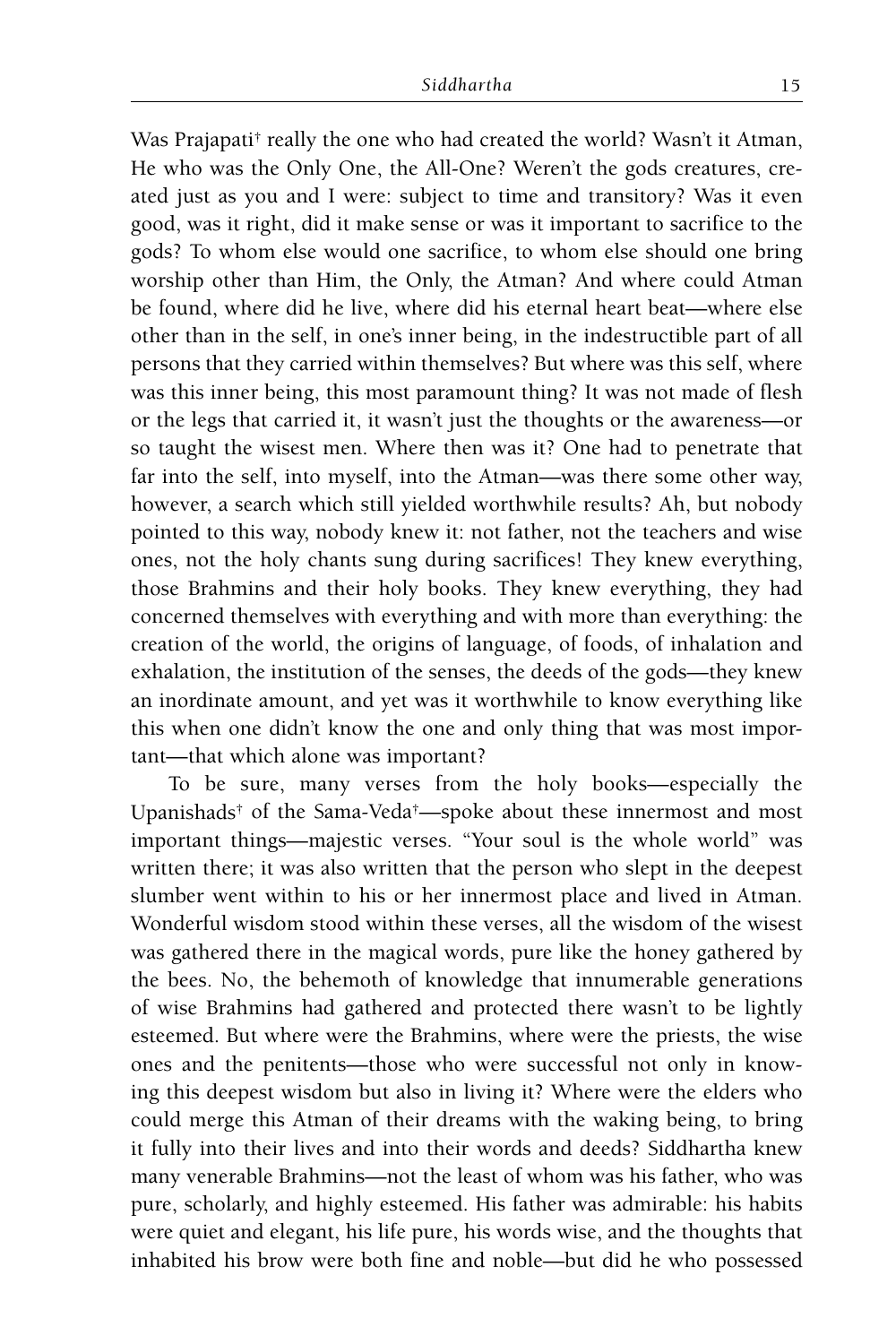Was Prajapati† really the one who had created the world? Wasn't it Atman, He who was the Only One, the All-One? Weren't the gods creatures, created just as you and I were: subject to time and transitory? Was it even good, was it right, did it make sense or was it important to sacrifice to the gods? To whom else would one sacrifice, to whom else should one bring worship other than Him, the Only, the Atman? And where could Atman be found, where did he live, where did his eternal heart beat—where else other than in the self, in one's inner being, in the indestructible part of all persons that they carried within themselves? But where was this self, where was this inner being, this most paramount thing? It was not made of flesh or the legs that carried it, it wasn't just the thoughts or the awareness—or so taught the wisest men. Where then was it? One had to penetrate that far into the self, into myself, into the Atman—was there some other way, however, a search which still yielded worthwhile results? Ah, but nobody pointed to this way, nobody knew it: not father, not the teachers and wise ones, not the holy chants sung during sacrifices! They knew everything, those Brahmins and their holy books. They knew everything, they had concerned themselves with everything and with more than everything: the creation of the world, the origins of language, of foods, of inhalation and exhalation, the institution of the senses, the deeds of the gods—they knew an inordinate amount, and yet was it worthwhile to know everything like this when one didn't know the one and only thing that was most important—that which alone was important?

To be sure, many verses from the holy books—especially the Upanishads† of the Sama-Veda†—spoke about these innermost and most important things—majestic verses. "Your soul is the whole world" was written there; it was also written that the person who slept in the deepest slumber went within to his or her innermost place and lived in Atman. Wonderful wisdom stood within these verses, all the wisdom of the wisest was gathered there in the magical words, pure like the honey gathered by the bees. No, the behemoth of knowledge that innumerable generations of wise Brahmins had gathered and protected there wasn't to be lightly esteemed. But where were the Brahmins, where were the priests, the wise ones and the penitents—those who were successful not only in knowing this deepest wisdom but also in living it? Where were the elders who could merge this Atman of their dreams with the waking being, to bring it fully into their lives and into their words and deeds? Siddhartha knew many venerable Brahmins—not the least of whom was his father, who was pure, scholarly, and highly esteemed. His father was admirable: his habits were quiet and elegant, his life pure, his words wise, and the thoughts that inhabited his brow were both fine and noble—but did he who possessed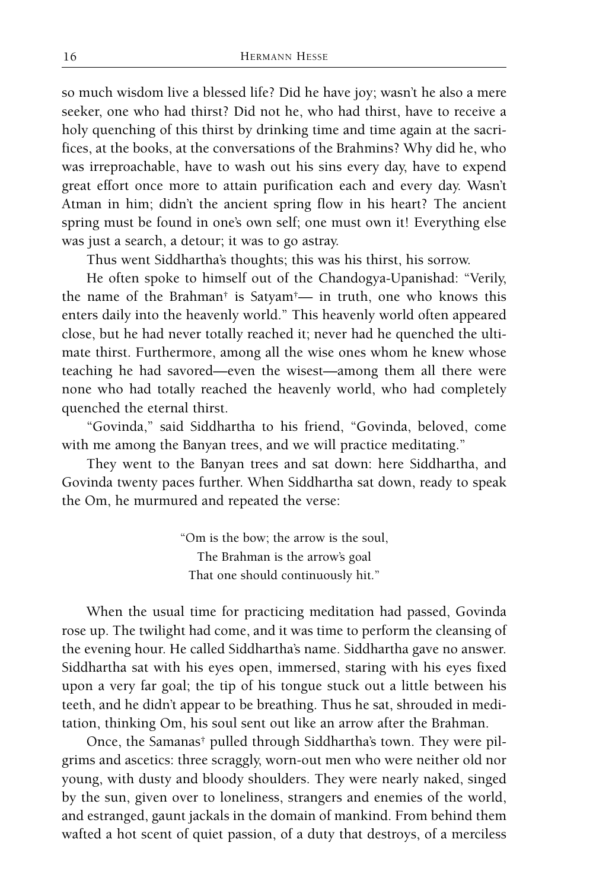so much wisdom live a blessed life? Did he have joy; wasn't he also a mere seeker, one who had thirst? Did not he, who had thirst, have to receive a holy quenching of this thirst by drinking time and time again at the sacrifices, at the books, at the conversations of the Brahmins? Why did he, who was irreproachable, have to wash out his sins every day, have to expend great effort once more to attain purification each and every day. Wasn't Atman in him; didn't the ancient spring flow in his heart? The ancient spring must be found in one's own self; one must own it! Everything else was just a search, a detour; it was to go astray.

Thus went Siddhartha's thoughts; this was his thirst, his sorrow.

He often spoke to himself out of the Chandogya-Upanishad: "Verily, the name of the Brahman† is Satyam†— in truth, one who knows this enters daily into the heavenly world." This heavenly world often appeared close, but he had never totally reached it; never had he quenched the ultimate thirst. Furthermore, among all the wise ones whom he knew whose teaching he had savored—even the wisest—among them all there were none who had totally reached the heavenly world, who had completely quenched the eternal thirst.

"Govinda," said Siddhartha to his friend, "Govinda, beloved, come with me among the Banyan trees, and we will practice meditating."

They went to the Banyan trees and sat down: here Siddhartha, and Govinda twenty paces further. When Siddhartha sat down, ready to speak the Om, he murmured and repeated the verse:

> "Om is the bow; the arrow is the soul,
> The Brahman is the arrow's goal
> That one should continuously hit."

When the usual time for practicing meditation had passed, Govinda rose up. The twilight had come, and it was time to perform the cleansing of the evening hour. He called Siddhartha's name. Siddhartha gave no answer. Siddhartha sat with his eyes open, immersed, staring with his eyes fixed upon a very far goal; the tip of his tongue stuck out a little between his teeth, and he didn't appear to be breathing. Thus he sat, shrouded in meditation, thinking Om, his soul sent out like an arrow after the Brahman.

Once, the Samanas† pulled through Siddhartha's town. They were pilgrims and ascetics: three scraggly, worn-out men who were neither old nor young, with dusty and bloody shoulders. They were nearly naked, singed by the sun, given over to loneliness, strangers and enemies of the world, and estranged, gaunt jackals in the domain of mankind. From behind them wafted a hot scent of quiet passion, of a duty that destroys, of a merciless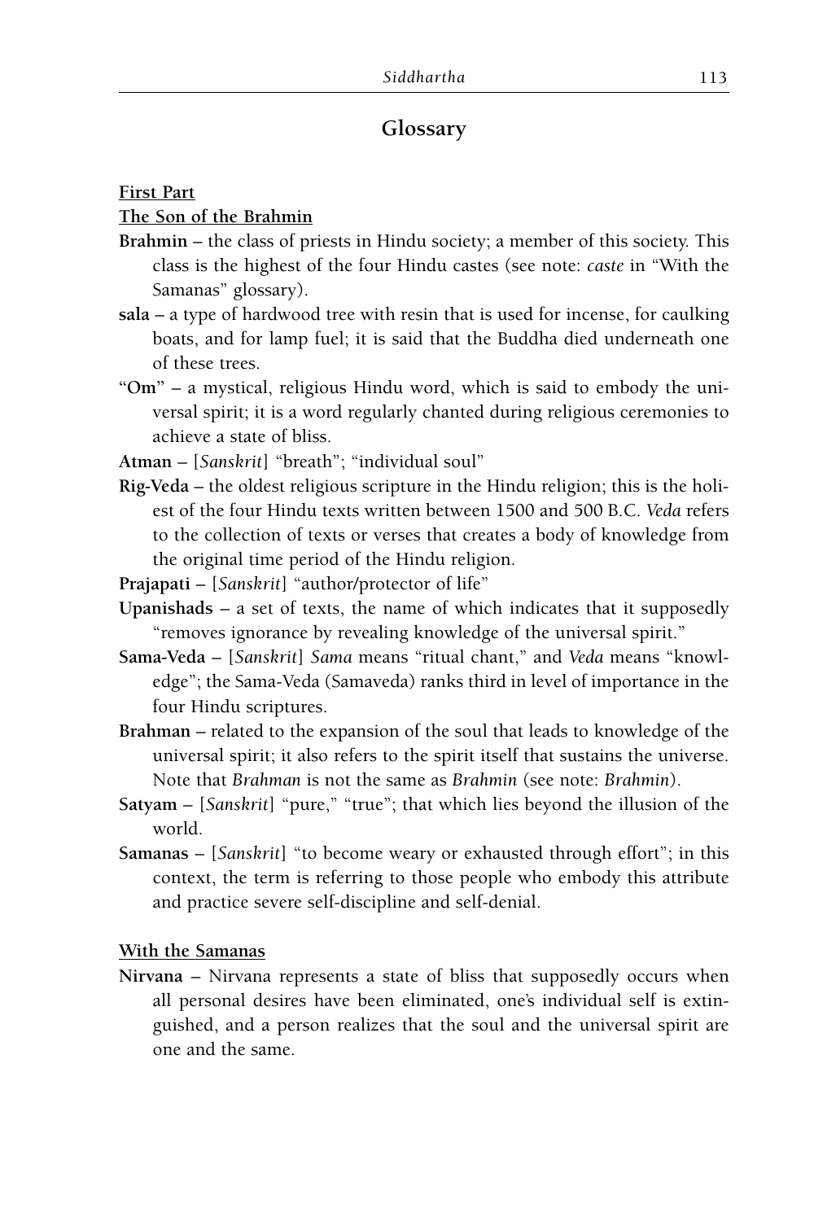## Glossary

**First Part**

**The Son of the Brahmin**

**Brahmin** – the class of priests in Hindu society; a member of this society. This class is the highest of the four Hindu castes (see note: *caste* in "With the Samanas" glossary).

**sala** – a type of hardwood tree with resin that is used for incense, for caulking boats, and for lamp fuel; it is said that the Buddha died underneath one of these trees.

"**Om**" – a mystical, religious Hindu word, which is said to embody the universal spirit; it is a word regularly chanted during religious ceremonies to achieve a state of bliss.

**Atman** – [*Sanskrit*] "breath"; "individual soul"

**Rig-Veda** – the oldest religious scripture in the Hindu religion; this is the holiest of the four Hindu texts written between 1500 and 500 B.C. *Veda* refers to the collection of texts or verses that creates a body of knowledge from the original time period of the Hindu religion.

**Prajapati** – [*Sanskrit*] "author/protector of life"

**Upanishads** – a set of texts, the name of which indicates that it supposedly "removes ignorance by revealing knowledge of the universal spirit."

**Sama-Veda** – [*Sanskrit*] *Sama* means "ritual chant," and *Veda* means "knowledge"; the Sama-Veda (Samaveda) ranks third in level of importance in the four Hindu scriptures.

**Brahman** – related to the expansion of the soul that leads to knowledge of the universal spirit; it also refers to the spirit itself that sustains the universe. Note that *Brahman* is not the same as *Brahmin* (see note: *Brahmin*).

**Satyam** – [*Sanskrit*] "pure," "true"; that which lies beyond the illusion of the world.

**Samanas** – [*Sanskrit*] "to become weary or exhausted through effort"; in this context, the term is referring to those people who embody this attribute and practice severe self-discipline and self-denial.

**With the Samanas**

**Nirvana** – Nirvana represents a state of bliss that supposedly occurs when all personal desires have been eliminated, one's individual self is extinguished, and a person realizes that the soul and the universal spirit are one and the same.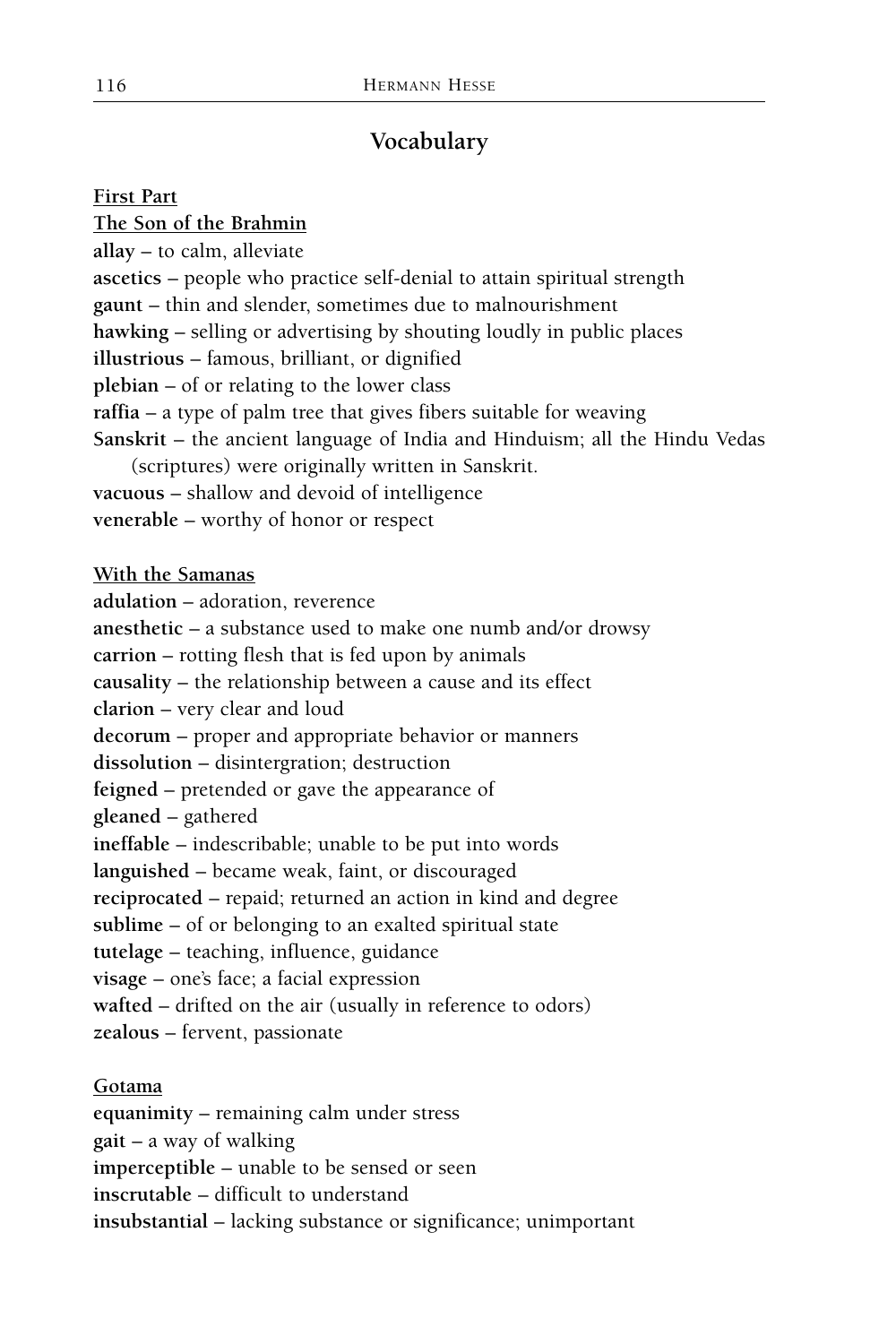## Vocabulary

### First Part

### The Son of the Brahmin

**allay** – to calm, alleviate
**ascetics** – people who practice self-denial to attain spiritual strength
**gaunt** – thin and slender, sometimes due to malnourishment
**hawking** – selling or advertising by shouting loudly in public places
**illustrious** – famous, brilliant, or dignified
**plebian** – of or relating to the lower class
**raffia** – a type of palm tree that gives fibers suitable for weaving
**Sanskrit** – the ancient language of India and Hinduism; all the Hindu Vedas (scriptures) were originally written in Sanskrit.
**vacuous** – shallow and devoid of intelligence
**venerable** – worthy of honor or respect

### With the Samanas

**adulation** – adoration, reverence
**anesthetic** – a substance used to make one numb and/or drowsy
**carrion** – rotting flesh that is fed upon by animals
**causality** – the relationship between a cause and its effect
**clarion** – very clear and loud
**decorum** – proper and appropriate behavior or manners
**dissolution** – disintergration; destruction
**feigned** – pretended or gave the appearance of
**gleaned** – gathered
**ineffable** – indescribable; unable to be put into words
**languished** – became weak, faint, or discouraged
**reciprocated** – repaid; returned an action in kind and degree
**sublime** – of or belonging to an exalted spiritual state
**tutelage** – teaching, influence, guidance
**visage** – one's face; a facial expression
**wafted** – drifted on the air (usually in reference to odors)
**zealous** – fervent, passionate

### Gotama

**equanimity** – remaining calm under stress
**gait** – a way of walking
**imperceptible** – unable to be sensed or seen
**inscrutable** – difficult to understand
**insubstantial** – lacking substance or significance; unimportant